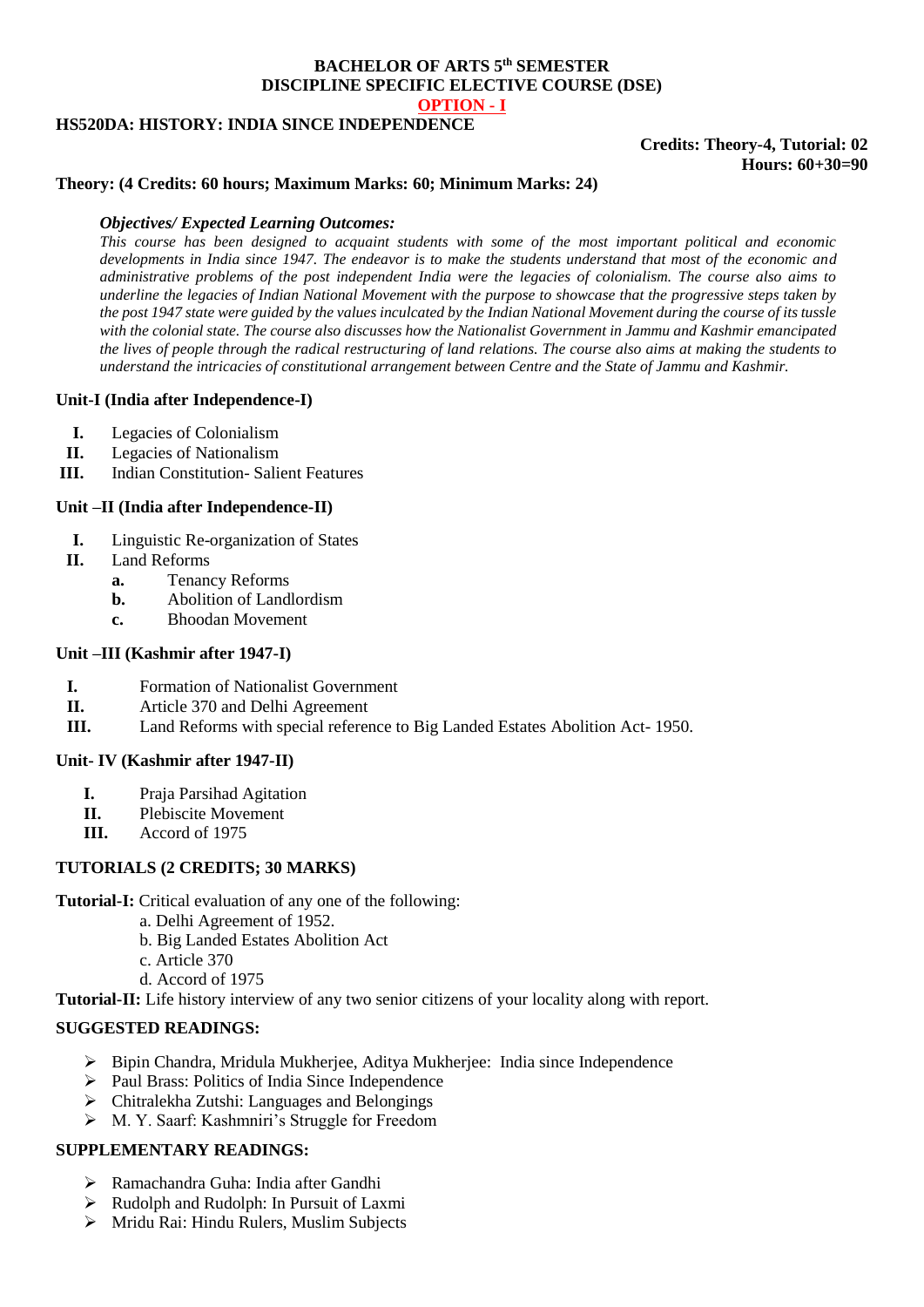**BACHELOR OF ARTS 5th SEMESTER**
**DISCIPLINE SPECIFIC ELECTIVE COURSE (DSE)**
**OPTION - I**

**HS520DA: HISTORY: INDIA SINCE INDEPENDENCE**

**Credits: Theory-4, Tutorial: 02**
**Hours: 60+30=90**

**Theory: (4 Credits: 60 hours; Maximum Marks: 60; Minimum Marks: 24)**

***Objectives/ Expected Learning Outcomes:***

*This course has been designed to acquaint students with some of the most important political and economic developments in India since 1947. The endeavor is to make the students understand that most of the economic and administrative problems of the post independent India were the legacies of colonialism. The course also aims to underline the legacies of Indian National Movement with the purpose to showcase that the progressive steps taken by the post 1947 state were guided by the values inculcated by the Indian National Movement during the course of its tussle with the colonial state. The course also discusses how the Nationalist Government in Jammu and Kashmir emancipated the lives of people through the radical restructuring of land relations. The course also aims at making the students to understand the intricacies of constitutional arrangement between Centre and the State of Jammu and Kashmir.*

**Unit-I (India after Independence-I)**

- **I.** Legacies of Colonialism
- **II.** Legacies of Nationalism
- **III.** Indian Constitution- Salient Features

**Unit –II (India after Independence-II)**

- **I.** Linguistic Re-organization of States
- **II.** Land Reforms
  - **a.** Tenancy Reforms
  - **b.** Abolition of Landlordism
  - **c.** Bhoodan Movement

**Unit –III (Kashmir after 1947-I)**

- **I.** Formation of Nationalist Government
- **II.** Article 370 and Delhi Agreement
- **III.** Land Reforms with special reference to Big Landed Estates Abolition Act- 1950.

**Unit- IV (Kashmir after 1947-II)**

- **I.** Praja Parsihad Agitation
- **II.** Plebiscite Movement
- **III.** Accord of 1975

**TUTORIALS (2 CREDITS; 30 MARKS)**

**Tutorial-I:** Critical evaluation of any one of the following:

a. Delhi Agreement of 1952.
b. Big Landed Estates Abolition Act
c. Article 370
d. Accord of 1975

**Tutorial-II:** Life history interview of any two senior citizens of your locality along with report.

**SUGGESTED READINGS:**

- Bipin Chandra, Mridula Mukherjee, Aditya Mukherjee: India since Independence
- Paul Brass: Politics of India Since Independence
- Chitralekha Zutshi: Languages and Belongings
- M. Y. Saarf: Kashmniri's Struggle for Freedom

**SUPPLEMENTARY READINGS:**

- Ramachandra Guha: India after Gandhi
- Rudolph and Rudolph: In Pursuit of Laxmi
- Mridu Rai: Hindu Rulers, Muslim Subjects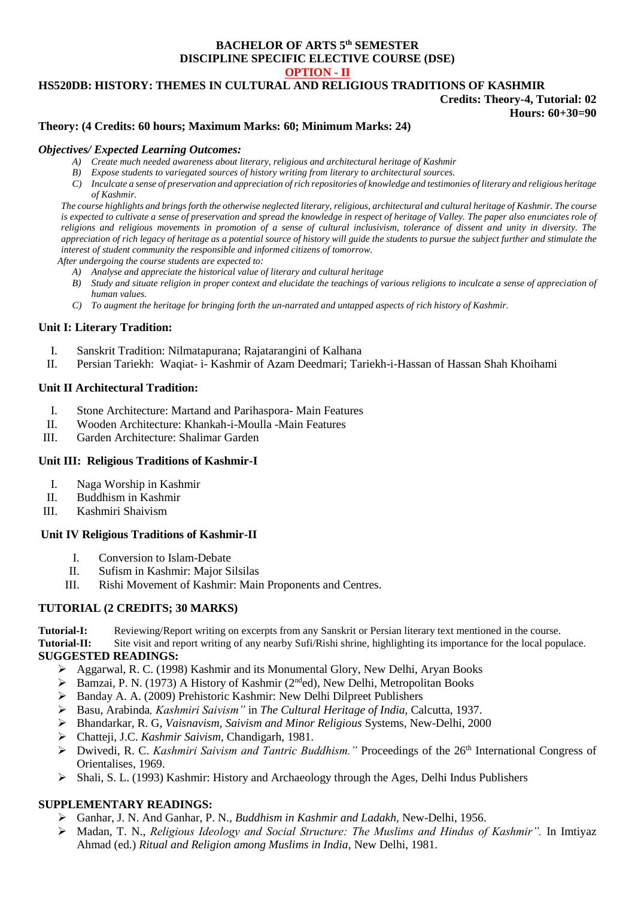**BACHELOR OF ARTS 5th SEMESTER**
**DISCIPLINE SPECIFIC ELECTIVE COURSE (DSE)**
**OPTION - II**

# HS520DB: HISTORY: THEMES IN CULTURAL AND RELIGIOUS TRADITIONS OF KASHMIR

**Credits: Theory-4, Tutorial: 02**
**Hours: 60+30=90**

**Theory: (4 Credits: 60 hours; Maximum Marks: 60; Minimum Marks: 24)**

***Objectives/ Expected Learning Outcomes:***

- *A) Create much needed awareness about literary, religious and architectural heritage of Kashmir*
- *B) Expose students to variegated sources of history writing from literary to architectural sources.*
- *C) Inculcate a sense of preservation and appreciation of rich repositories of knowledge and testimonies of literary and religious heritage of Kashmir.*

*The course highlights and brings forth the otherwise neglected literary, religious, architectural and cultural heritage of Kashmir. The course is expected to cultivate a sense of preservation and spread the knowledge in respect of heritage of Valley. The paper also enunciates role of religions and religious movements in promotion of a sense of cultural inclusivism, tolerance of dissent and unity in diversity. The appreciation of rich legacy of heritage as a potential source of history will guide the students to pursue the subject further and stimulate the interest of student community the responsible and informed citizens of tomorrow.*

*After undergoing the course students are expected to:*

- *A) Analyse and appreciate the historical value of literary and cultural heritage*
- *B) Study and situate religion in proper context and elucidate the teachings of various religions to inculcate a sense of appreciation of human values.*
- *C) To augment the heritage for bringing forth the un-narrated and untapped aspects of rich history of Kashmir.*

## Unit I: Literary Tradition:

- I. Sanskrit Tradition: Nilmatapurana; Rajatarangini of Kalhana
- II. Persian Tariekh: Waqiat- i- Kashmir of Azam Deedmari; Tariekh-i-Hassan of Hassan Shah Khoihami

## Unit II Architectural Tradition:

- I. Stone Architecture: Martand and Parihaspora- Main Features
- II. Wooden Architecture: Khankah-i-Moulla -Main Features
- III. Garden Architecture: Shalimar Garden

## Unit III: Religious Traditions of Kashmir-I

- I. Naga Worship in Kashmir
- II. Buddhism in Kashmir
- III. Kashmiri Shaivism

## Unit IV Religious Traditions of Kashmir-II

- I. Conversion to Islam-Debate
- II. Sufism in Kashmir: Major Silsilas
- III. Rishi Movement of Kashmir: Main Proponents and Centres.

## TUTORIAL (2 CREDITS; 30 MARKS)

**Tutorial-I:** Reviewing/Report writing on excerpts from any Sanskrit or Persian literary text mentioned in the course.

**Tutorial-II:** Site visit and report writing of any nearby Sufi/Rishi shrine, highlighting its importance for the local populace.

## SUGGESTED READINGS:

- Aggarwal, R. C. (1998) Kashmir and its Monumental Glory, New Delhi, Aryan Books
- Bamzai, P. N. (1973) A History of Kashmir (2nd ed), New Delhi, Metropolitan Books
- Banday A. A. (2009) Prehistoric Kashmir: New Delhi Dilpreet Publishers
- Basu, Arabinda*, Kashmiri Saivism"* in *The Cultural Heritage of India*, Calcutta, 1937.
- Bhandarkar, R. G, *Vaisnavism, Saivism and Minor Religious* Systems, New-Delhi, 2000
- Chatteji, J.C. *Kashmir Saivism*, Chandigarh, 1981.
- Dwivedi, R. C. *Kashmiri Saivism and Tantric Buddhism."* Proceedings of the 26th International Congress of Orientalises, 1969.
- Shali, S. L. (1993) Kashmir: History and Archaeology through the Ages, Delhi Indus Publishers

## SUPPLEMENTARY READINGS:

- Ganhar, J. N. And Ganhar, P. N., *Buddhism in Kashmir and Ladakh*, New-Delhi, 1956.
- Madan, T. N., *Religious Ideology and Social Structure: The Muslims and Hindus of Kashmir".* In Imtiyaz Ahmad (ed.) *Ritual and Religion among Muslims in India*, New Delhi, 1981.